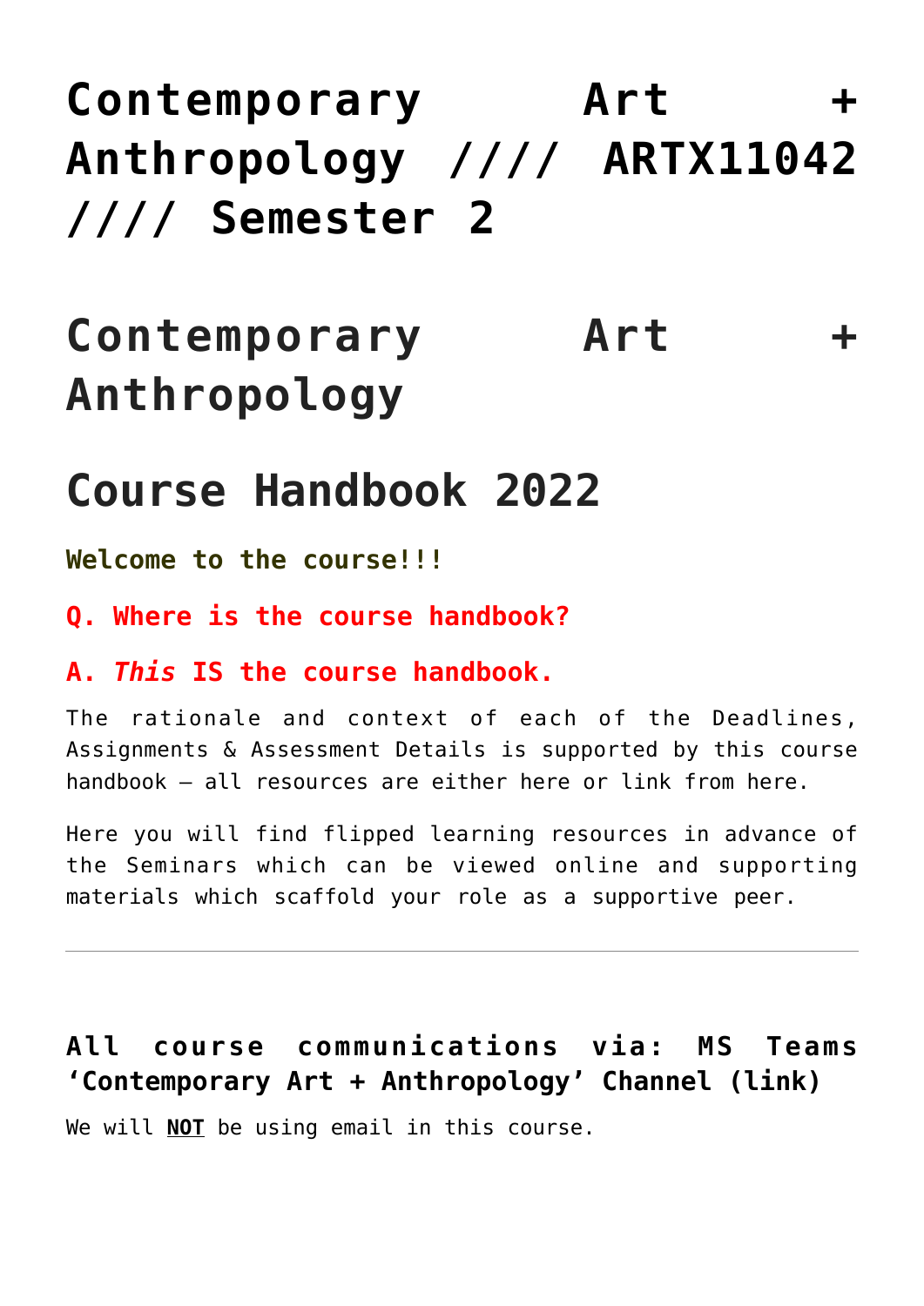# Contemporary Art + Anthropology //// ARTX11042 //// Semester 2

# Contemporary Art + Anthropology

# Course Handbook 2022

**Welcome to the course!!!**

**Q. Where is the course handbook?**

**A. *This* IS the course handbook.**

The rationale and context of each of the Deadlines, Assignments & Assessment Details is supported by this course handbook – all resources are either here or link from here.

Here you will find flipped learning resources in advance of the Seminars which can be viewed online and supporting materials which scaffold your role as a supportive peer.

---

### All course communications via: MS Teams 'Contemporary Art + Anthropology' Channel (link)

We will **NOT** be using email in this course.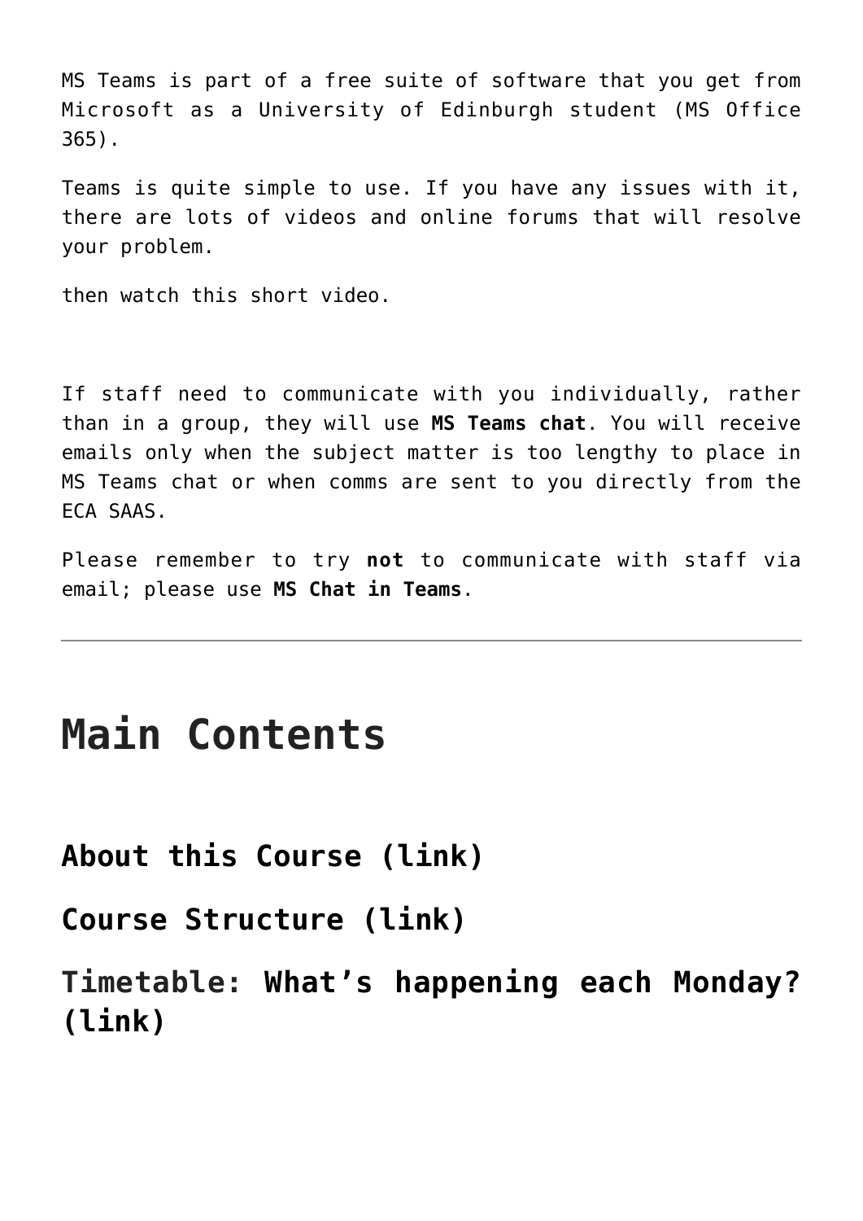MS Teams is part of a free suite of software that you get from Microsoft as a University of Edinburgh student (MS Office 365).

Teams is quite simple to use. If you have any issues with it, there are lots of videos and online forums that will resolve your problem.

then watch this short video.

If staff need to communicate with you individually, rather than in a group, they will use **MS Teams chat**. You will receive emails only when the subject matter is too lengthy to place in MS Teams chat or when comms are sent to you directly from the ECA SAAS.

Please remember to try **not** to communicate with staff via email; please use **MS Chat in Teams**.

---

# Main Contents

### About this Course (link)

### Course Structure (link)

### Timetable: What's happening each Monday? (link)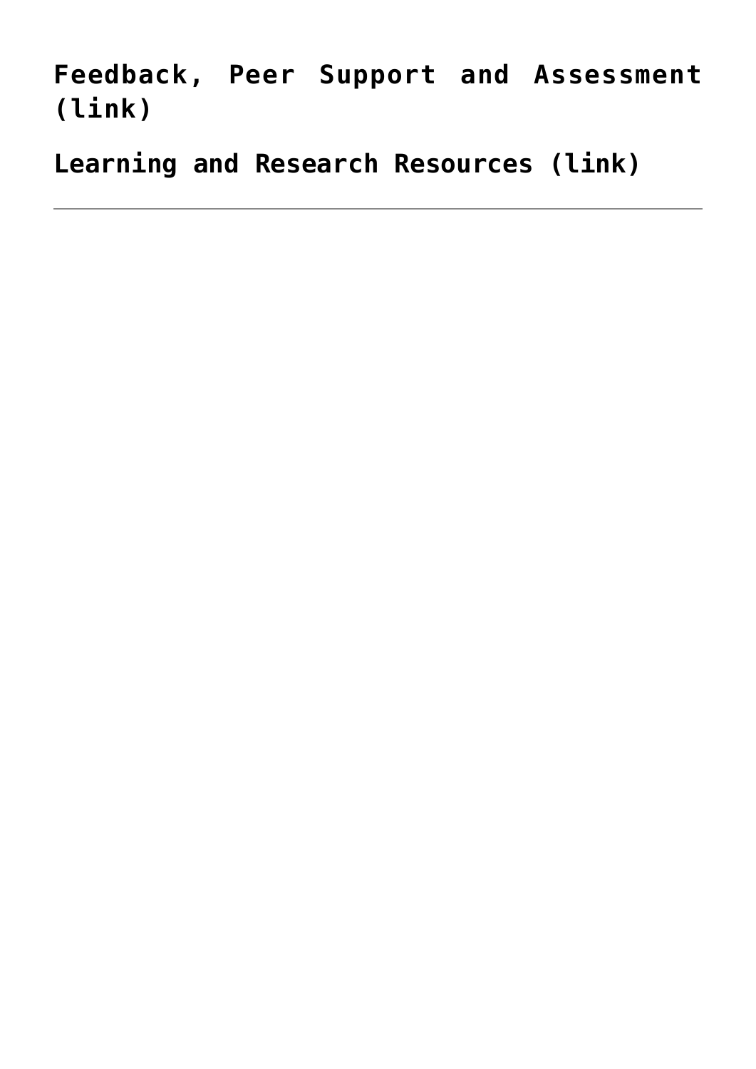**Feedback, Peer Support and Assessment (link)**

**Learning and Research Resources (link)**

---